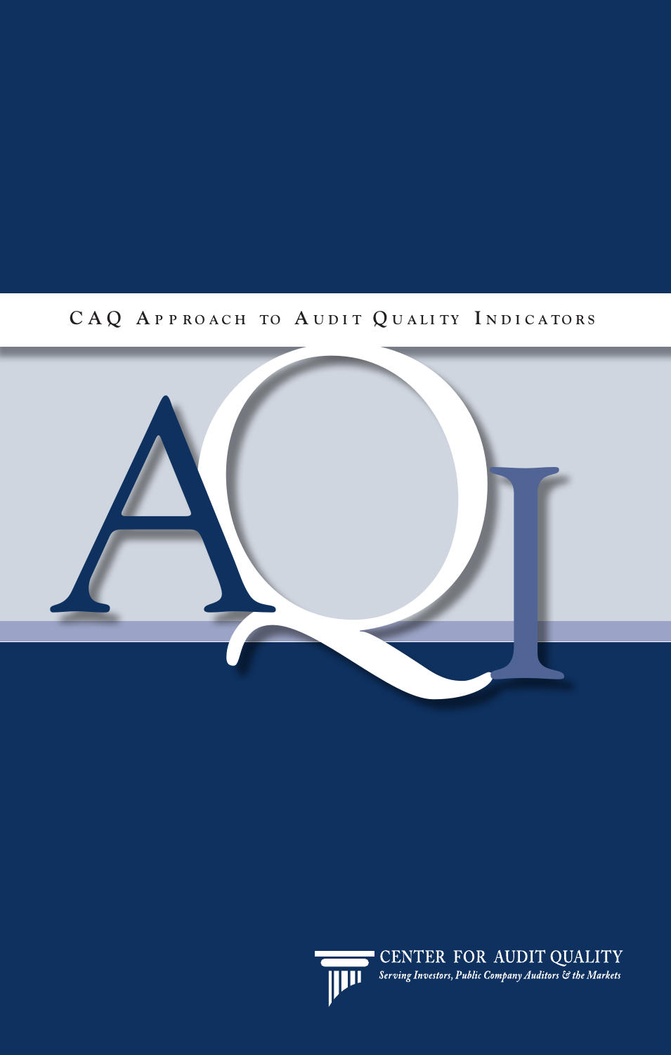# CAQ Approach to Audit Quality Indicators

AQI

CENTER FOR AUDIT QUALITY

*Serving Investors, Public Company Auditors & the Markets*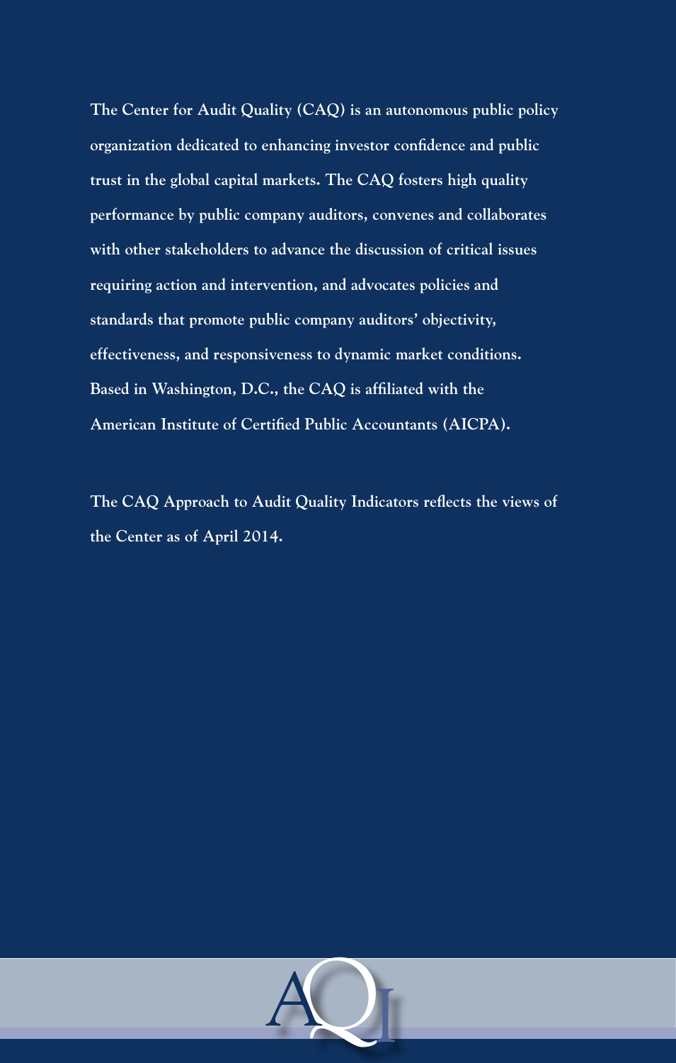The Center for Audit Quality (CAQ) is an autonomous public policy organization dedicated to enhancing investor confidence and public trust in the global capital markets. The CAQ fosters high quality performance by public company auditors, convenes and collaborates with other stakeholders to advance the discussion of critical issues requiring action and intervention, and advocates policies and standards that promote public company auditors' objectivity, effectiveness, and responsiveness to dynamic market conditions. Based in Washington, D.C., the CAQ is affiliated with the American Institute of Certified Public Accountants (AICPA).

The CAQ Approach to Audit Quality Indicators reflects the views of the Center as of April 2014.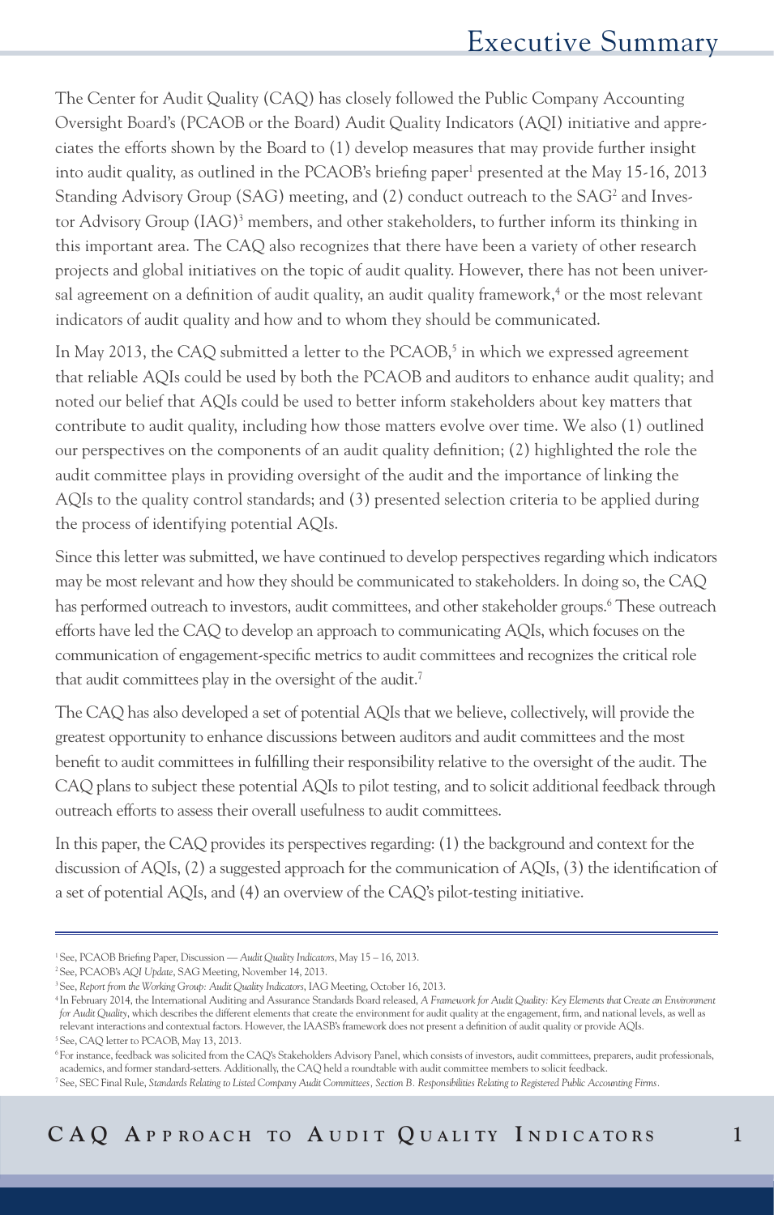# Executive Summary

The Center for Audit Quality (CAQ) has closely followed the Public Company Accounting Oversight Board's (PCAOB or the Board) Audit Quality Indicators (AQI) initiative and appreciates the efforts shown by the Board to (1) develop measures that may provide further insight into audit quality, as outlined in the PCAOB's briefing paper[1] presented at the May 15-16, 2013 Standing Advisory Group (SAG) meeting, and (2) conduct outreach to the SAG[2] and Investor Advisory Group (IAG)[3] members, and other stakeholders, to further inform its thinking in this important area. The CAQ also recognizes that there have been a variety of other research projects and global initiatives on the topic of audit quality. However, there has not been universal agreement on a definition of audit quality, an audit quality framework,[4] or the most relevant indicators of audit quality and how and to whom they should be communicated.

In May 2013, the CAQ submitted a letter to the PCAOB,[5] in which we expressed agreement that reliable AQIs could be used by both the PCAOB and auditors to enhance audit quality; and noted our belief that AQIs could be used to better inform stakeholders about key matters that contribute to audit quality, including how those matters evolve over time. We also (1) outlined our perspectives on the components of an audit quality definition; (2) highlighted the role the audit committee plays in providing oversight of the audit and the importance of linking the AQIs to the quality control standards; and (3) presented selection criteria to be applied during the process of identifying potential AQIs.

Since this letter was submitted, we have continued to develop perspectives regarding which indicators may be most relevant and how they should be communicated to stakeholders. In doing so, the CAQ has performed outreach to investors, audit committees, and other stakeholder groups.[6] These outreach efforts have led the CAQ to develop an approach to communicating AQIs, which focuses on the communication of engagement-specific metrics to audit committees and recognizes the critical role that audit committees play in the oversight of the audit.[7]

The CAQ has also developed a set of potential AQIs that we believe, collectively, will provide the greatest opportunity to enhance discussions between auditors and audit committees and the most benefit to audit committees in fulfilling their responsibility relative to the oversight of the audit. The CAQ plans to subject these potential AQIs to pilot testing, and to solicit additional feedback through outreach efforts to assess their overall usefulness to audit committees.

In this paper, the CAQ provides its perspectives regarding: (1) the background and context for the discussion of AQIs, (2) a suggested approach for the communication of AQIs, (3) the identification of a set of potential AQIs, and (4) an overview of the CAQ's pilot-testing initiative.

---

[1] See, PCAOB Briefing Paper, Discussion — *Audit Quality Indicators*, May 15 – 16, 2013.

[2] See, PCAOB's *AQI Update*, SAG Meeting, November 14, 2013.

[3] See, *Report from the Working Group: Audit Quality Indicators*, IAG Meeting, October 16, 2013.

[4] In February 2014, the International Auditing and Assurance Standards Board released, *A Framework for Audit Quality: Key Elements that Create an Environment for Audit Quality*, which describes the different elements that create the environment for audit quality at the engagement, firm, and national levels, as well as relevant interactions and contextual factors. However, the IAASB's framework does not present a definition of audit quality or provide AQIs.

[5] See, CAQ letter to PCAOB, May 13, 2013.

[6] For instance, feedback was solicited from the CAQ's Stakeholders Advisory Panel, which consists of investors, audit committees, preparers, audit professionals, academics, and former standard-setters. Additionally, the CAQ held a roundtable with audit committee members to solicit feedback.

[7] See, SEC Final Rule, *Standards Relating to Listed Company Audit Committees, Section B. Responsibilities Relating to Registered Public Accounting Firms*.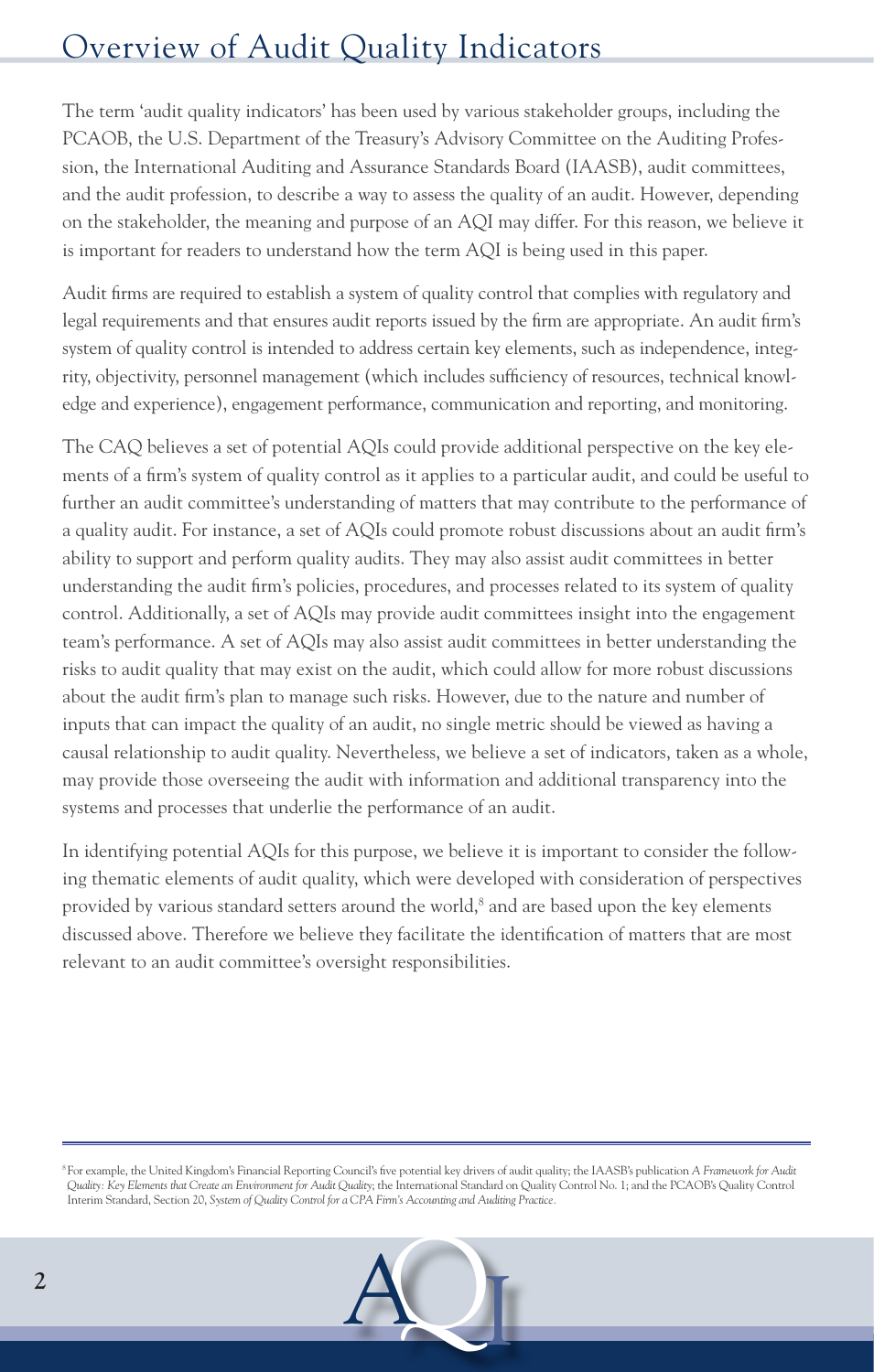# Overview of Audit Quality Indicators

The term 'audit quality indicators' has been used by various stakeholder groups, including the PCAOB, the U.S. Department of the Treasury's Advisory Committee on the Auditing Profession, the International Auditing and Assurance Standards Board (IAASB), audit committees, and the audit profession, to describe a way to assess the quality of an audit. However, depending on the stakeholder, the meaning and purpose of an AQI may differ. For this reason, we believe it is important for readers to understand how the term AQI is being used in this paper.

Audit firms are required to establish a system of quality control that complies with regulatory and legal requirements and that ensures audit reports issued by the firm are appropriate. An audit firm's system of quality control is intended to address certain key elements, such as independence, integrity, objectivity, personnel management (which includes sufficiency of resources, technical knowledge and experience), engagement performance, communication and reporting, and monitoring.

The CAQ believes a set of potential AQIs could provide additional perspective on the key elements of a firm's system of quality control as it applies to a particular audit, and could be useful to further an audit committee's understanding of matters that may contribute to the performance of a quality audit. For instance, a set of AQIs could promote robust discussions about an audit firm's ability to support and perform quality audits. They may also assist audit committees in better understanding the audit firm's policies, procedures, and processes related to its system of quality control. Additionally, a set of AQIs may provide audit committees insight into the engagement team's performance. A set of AQIs may also assist audit committees in better understanding the risks to audit quality that may exist on the audit, which could allow for more robust discussions about the audit firm's plan to manage such risks. However, due to the nature and number of inputs that can impact the quality of an audit, no single metric should be viewed as having a causal relationship to audit quality. Nevertheless, we believe a set of indicators, taken as a whole, may provide those overseeing the audit with information and additional transparency into the systems and processes that underlie the performance of an audit.

In identifying potential AQIs for this purpose, we believe it is important to consider the following thematic elements of audit quality, which were developed with consideration of perspectives provided by various standard setters around the world,[8] and are based upon the key elements discussed above. Therefore we believe they facilitate the identification of matters that are most relevant to an audit committee's oversight responsibilities.

---

[8] For example, the United Kingdom's Financial Reporting Council's five potential key drivers of audit quality; the IAASB's publication *A Framework for Audit Quality: Key Elements that Create an Environment for Audit Quality*; the International Standard on Quality Control No. 1; and the PCAOB's Quality Control Interim Standard, Section 20, *System of Quality Control for a CPA Firm's Accounting and Auditing Practice*.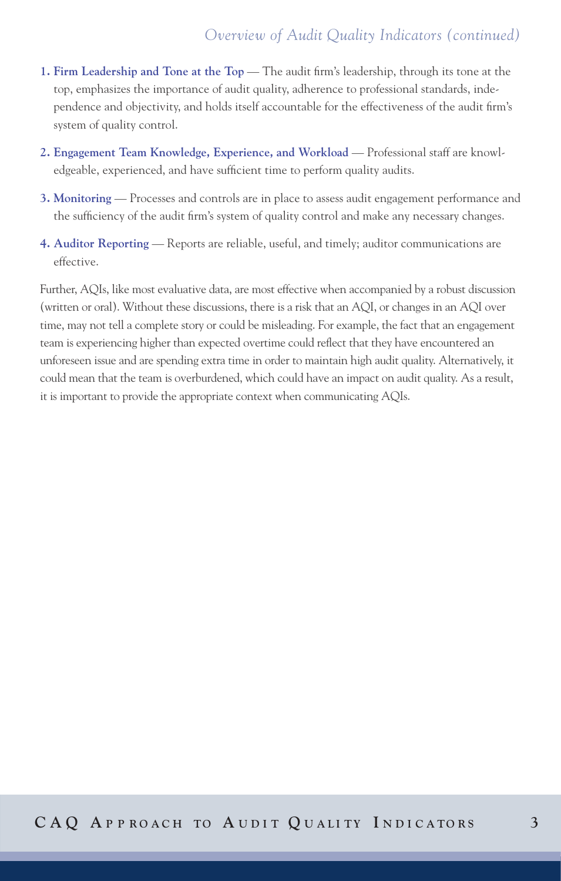1. **Firm Leadership and Tone at the Top** — The audit firm's leadership, through its tone at the top, emphasizes the importance of audit quality, adherence to professional standards, independence and objectivity, and holds itself accountable for the effectiveness of the audit firm's system of quality control.

2. **Engagement Team Knowledge, Experience, and Workload** — Professional staff are knowledgeable, experienced, and have sufficient time to perform quality audits.

3. **Monitoring** — Processes and controls are in place to assess audit engagement performance and the sufficiency of the audit firm's system of quality control and make any necessary changes.

4. **Auditor Reporting** — Reports are reliable, useful, and timely; auditor communications are effective.

Further, AQIs, like most evaluative data, are most effective when accompanied by a robust discussion (written or oral). Without these discussions, there is a risk that an AQI, or changes in an AQI over time, may not tell a complete story or could be misleading. For example, the fact that an engagement team is experiencing higher than expected overtime could reflect that they have encountered an unforeseen issue and are spending extra time in order to maintain high audit quality. Alternatively, it could mean that the team is overburdened, which could have an impact on audit quality. As a result, it is important to provide the appropriate context when communicating AQIs.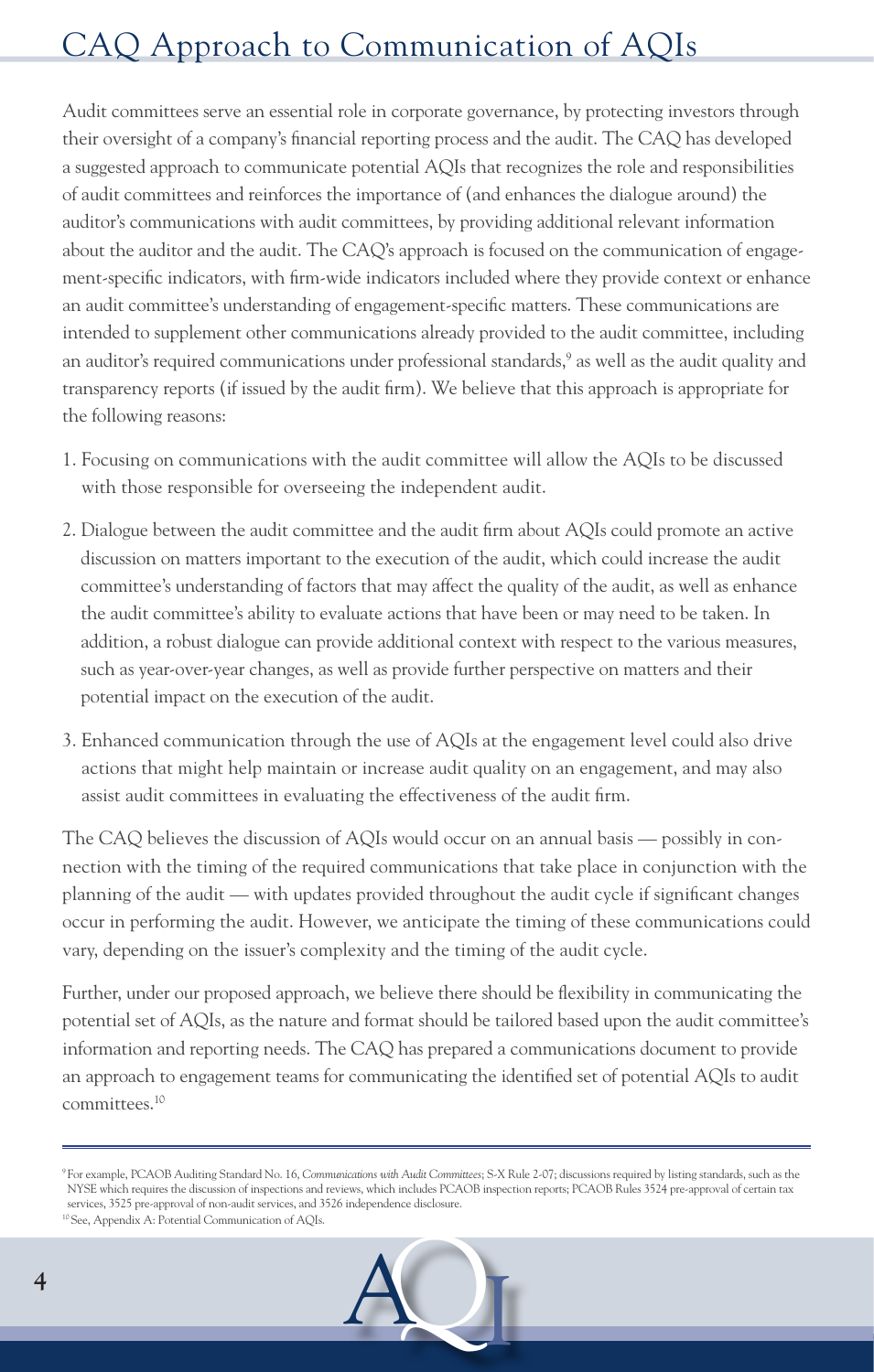# CAQ Approach to Communication of AQIs

Audit committees serve an essential role in corporate governance, by protecting investors through their oversight of a company's financial reporting process and the audit. The CAQ has developed a suggested approach to communicate potential AQIs that recognizes the role and responsibilities of audit committees and reinforces the importance of (and enhances the dialogue around) the auditor's communications with audit committees, by providing additional relevant information about the auditor and the audit. The CAQ's approach is focused on the communication of engagement-specific indicators, with firm-wide indicators included where they provide context or enhance an audit committee's understanding of engagement-specific matters. These communications are intended to supplement other communications already provided to the audit committee, including an auditor's required communications under professional standards,[9] as well as the audit quality and transparency reports (if issued by the audit firm). We believe that this approach is appropriate for the following reasons:

1. Focusing on communications with the audit committee will allow the AQIs to be discussed with those responsible for overseeing the independent audit.
2. Dialogue between the audit committee and the audit firm about AQIs could promote an active discussion on matters important to the execution of the audit, which could increase the audit committee's understanding of factors that may affect the quality of the audit, as well as enhance the audit committee's ability to evaluate actions that have been or may need to be taken. In addition, a robust dialogue can provide additional context with respect to the various measures, such as year-over-year changes, as well as provide further perspective on matters and their potential impact on the execution of the audit.
3. Enhanced communication through the use of AQIs at the engagement level could also drive actions that might help maintain or increase audit quality on an engagement, and may also assist audit committees in evaluating the effectiveness of the audit firm.

The CAQ believes the discussion of AQIs would occur on an annual basis — possibly in connection with the timing of the required communications that take place in conjunction with the planning of the audit — with updates provided throughout the audit cycle if significant changes occur in performing the audit. However, we anticipate the timing of these communications could vary, depending on the issuer's complexity and the timing of the audit cycle.

Further, under our proposed approach, we believe there should be flexibility in communicating the potential set of AQIs, as the nature and format should be tailored based upon the audit committee's information and reporting needs. The CAQ has prepared a communications document to provide an approach to engagement teams for communicating the identified set of potential AQIs to audit committees.[10]

---

[9] For example, PCAOB Auditing Standard No. 16, *Communications with Audit Committees*; S-X Rule 2-07; discussions required by listing standards, such as the NYSE which requires the discussion of inspections and reviews, which includes PCAOB inspection reports; PCAOB Rules 3524 pre-approval of certain tax services, 3525 pre-approval of non-audit services, and 3526 independence disclosure.

[10] See, Appendix A: Potential Communication of AQIs.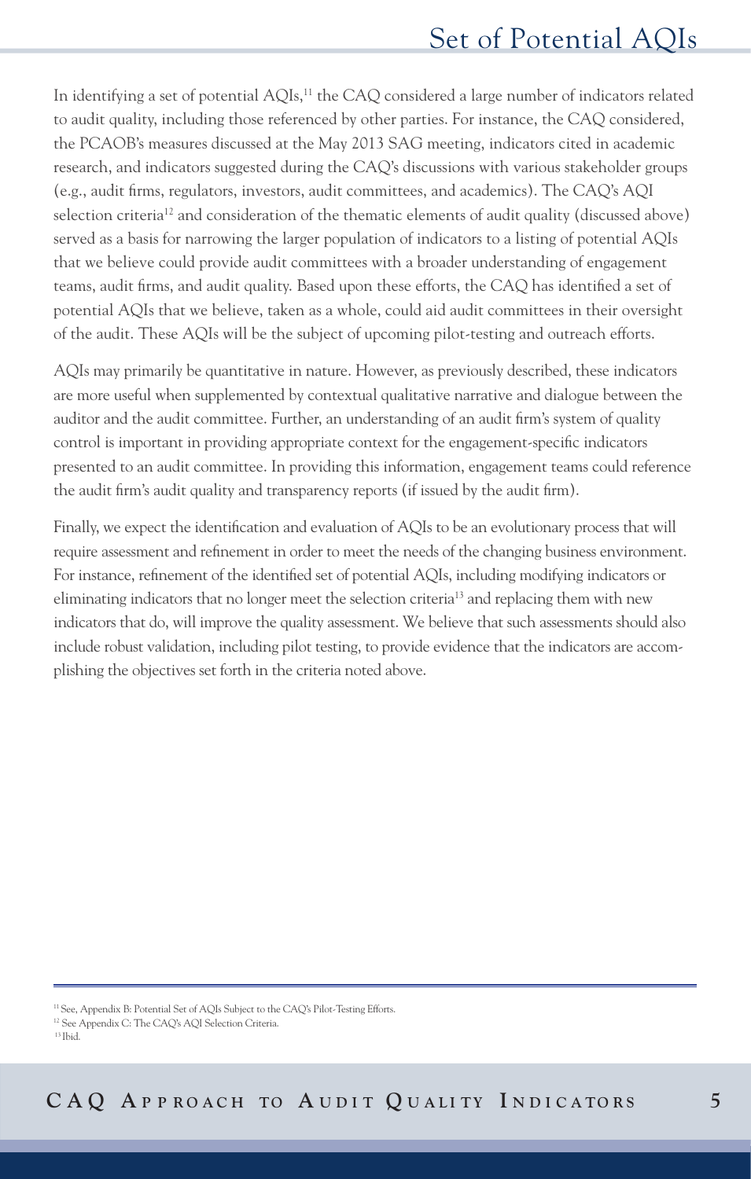# Set of Potential AQIs

In identifying a set of potential AQIs,[11] the CAQ considered a large number of indicators related to audit quality, including those referenced by other parties. For instance, the CAQ considered, the PCAOB's measures discussed at the May 2013 SAG meeting, indicators cited in academic research, and indicators suggested during the CAQ's discussions with various stakeholder groups (e.g., audit firms, regulators, investors, audit committees, and academics). The CAQ's AQI selection criteria[12] and consideration of the thematic elements of audit quality (discussed above) served as a basis for narrowing the larger population of indicators to a listing of potential AQIs that we believe could provide audit committees with a broader understanding of engagement teams, audit firms, and audit quality. Based upon these efforts, the CAQ has identified a set of potential AQIs that we believe, taken as a whole, could aid audit committees in their oversight of the audit. These AQIs will be the subject of upcoming pilot-testing and outreach efforts.

AQIs may primarily be quantitative in nature. However, as previously described, these indicators are more useful when supplemented by contextual qualitative narrative and dialogue between the auditor and the audit committee. Further, an understanding of an audit firm's system of quality control is important in providing appropriate context for the engagement-specific indicators presented to an audit committee. In providing this information, engagement teams could reference the audit firm's audit quality and transparency reports (if issued by the audit firm).

Finally, we expect the identification and evaluation of AQIs to be an evolutionary process that will require assessment and refinement in order to meet the needs of the changing business environment. For instance, refinement of the identified set of potential AQIs, including modifying indicators or eliminating indicators that no longer meet the selection criteria[13] and replacing them with new indicators that do, will improve the quality assessment. We believe that such assessments should also include robust validation, including pilot testing, to provide evidence that the indicators are accomplishing the objectives set forth in the criteria noted above.

---

[11] See, Appendix B: Potential Set of AQIs Subject to the CAQ's Pilot-Testing Efforts.

[12] See Appendix C: The CAQ's AQI Selection Criteria.

[13] Ibid.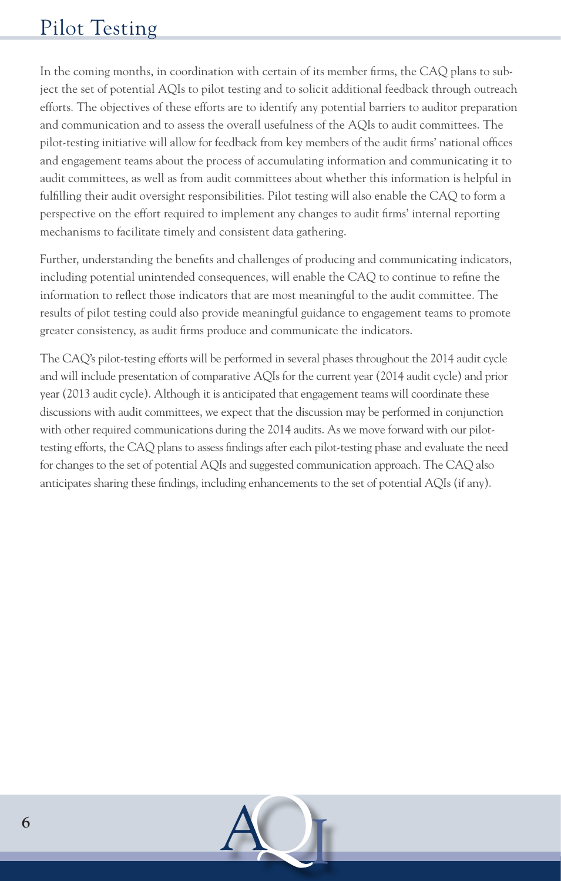# Pilot Testing

In the coming months, in coordination with certain of its member firms, the CAQ plans to subject the set of potential AQIs to pilot testing and to solicit additional feedback through outreach efforts. The objectives of these efforts are to identify any potential barriers to auditor preparation and communication and to assess the overall usefulness of the AQIs to audit committees. The pilot-testing initiative will allow for feedback from key members of the audit firms' national offices and engagement teams about the process of accumulating information and communicating it to audit committees, as well as from audit committees about whether this information is helpful in fulfilling their audit oversight responsibilities. Pilot testing will also enable the CAQ to form a perspective on the effort required to implement any changes to audit firms' internal reporting mechanisms to facilitate timely and consistent data gathering.

Further, understanding the benefits and challenges of producing and communicating indicators, including potential unintended consequences, will enable the CAQ to continue to refine the information to reflect those indicators that are most meaningful to the audit committee. The results of pilot testing could also provide meaningful guidance to engagement teams to promote greater consistency, as audit firms produce and communicate the indicators.

The CAQ's pilot-testing efforts will be performed in several phases throughout the 2014 audit cycle and will include presentation of comparative AQIs for the current year (2014 audit cycle) and prior year (2013 audit cycle). Although it is anticipated that engagement teams will coordinate these discussions with audit committees, we expect that the discussion may be performed in conjunction with other required communications during the 2014 audits. As we move forward with our pilot-testing efforts, the CAQ plans to assess findings after each pilot-testing phase and evaluate the need for changes to the set of potential AQIs and suggested communication approach. The CAQ also anticipates sharing these findings, including enhancements to the set of potential AQIs (if any).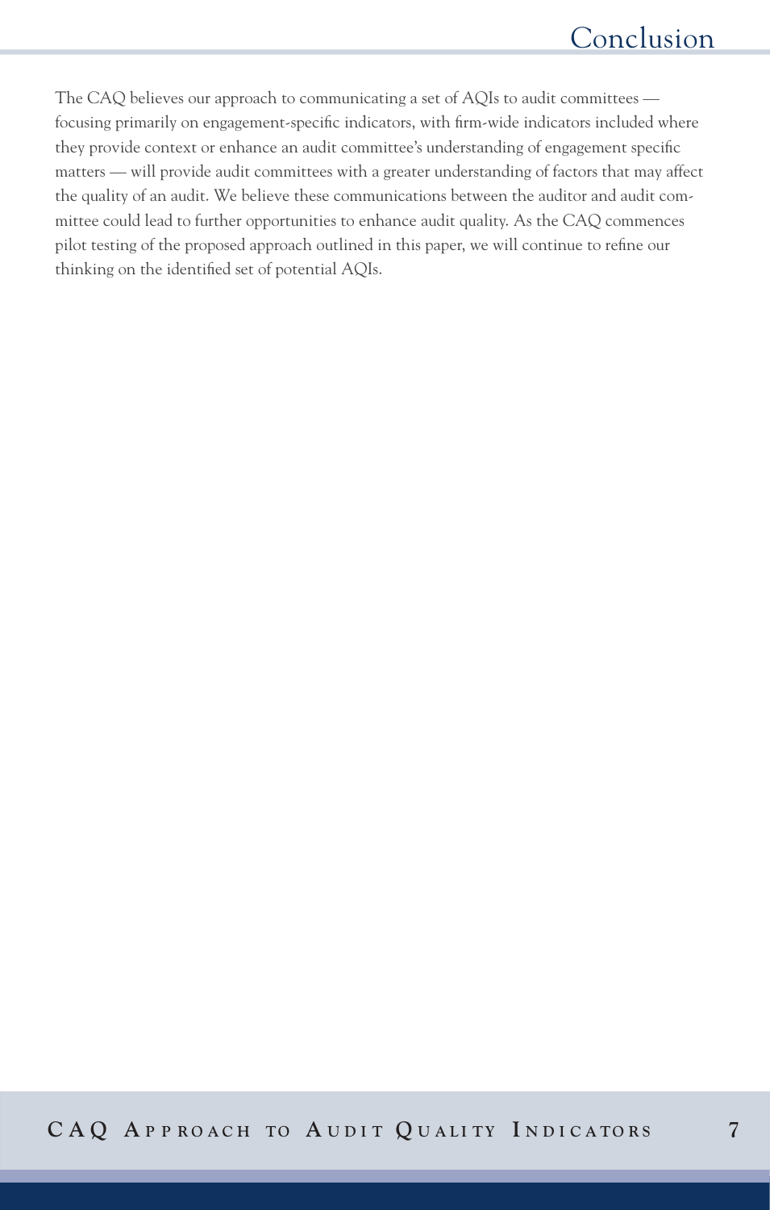# Conclusion

The CAQ believes our approach to communicating a set of AQIs to audit committees — focusing primarily on engagement-specific indicators, with firm-wide indicators included where they provide context or enhance an audit committee's understanding of engagement specific matters — will provide audit committees with a greater understanding of factors that may affect the quality of an audit. We believe these communications between the auditor and audit committee could lead to further opportunities to enhance audit quality. As the CAQ commences pilot testing of the proposed approach outlined in this paper, we will continue to refine our thinking on the identified set of potential AQIs.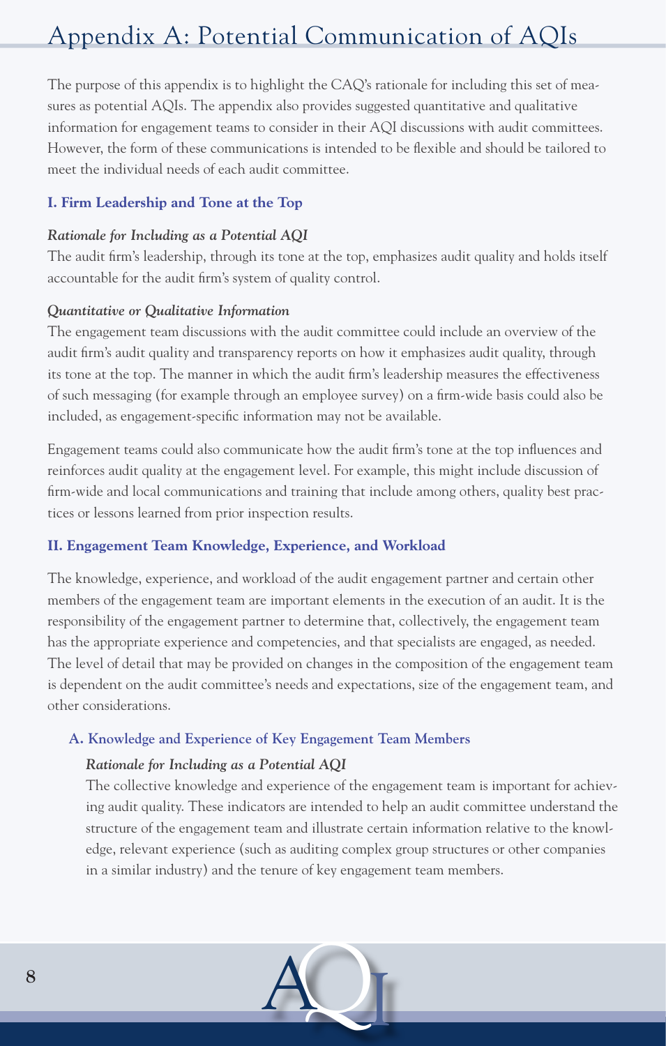# Appendix A: Potential Communication of AQIs

The purpose of this appendix is to highlight the CAQ's rationale for including this set of measures as potential AQIs. The appendix also provides suggested quantitative and qualitative information for engagement teams to consider in their AQI discussions with audit committees. However, the form of these communications is intended to be flexible and should be tailored to meet the individual needs of each audit committee.

## I. Firm Leadership and Tone at the Top

*Rationale for Including as a Potential AQI*

The audit firm's leadership, through its tone at the top, emphasizes audit quality and holds itself accountable for the audit firm's system of quality control.

*Quantitative or Qualitative Information*

The engagement team discussions with the audit committee could include an overview of the audit firm's audit quality and transparency reports on how it emphasizes audit quality, through its tone at the top. The manner in which the audit firm's leadership measures the effectiveness of such messaging (for example through an employee survey) on a firm-wide basis could also be included, as engagement-specific information may not be available.

Engagement teams could also communicate how the audit firm's tone at the top influences and reinforces audit quality at the engagement level. For example, this might include discussion of firm-wide and local communications and training that include among others, quality best practices or lessons learned from prior inspection results.

## II. Engagement Team Knowledge, Experience, and Workload

The knowledge, experience, and workload of the audit engagement partner and certain other members of the engagement team are important elements in the execution of an audit. It is the responsibility of the engagement partner to determine that, collectively, the engagement team has the appropriate experience and competencies, and that specialists are engaged, as needed. The level of detail that may be provided on changes in the composition of the engagement team is dependent on the audit committee's needs and expectations, size of the engagement team, and other considerations.

### A. Knowledge and Experience of Key Engagement Team Members

*Rationale for Including as a Potential AQI*

The collective knowledge and experience of the engagement team is important for achieving audit quality. These indicators are intended to help an audit committee understand the structure of the engagement team and illustrate certain information relative to the knowledge, relevant experience (such as auditing complex group structures or other companies in a similar industry) and the tenure of key engagement team members.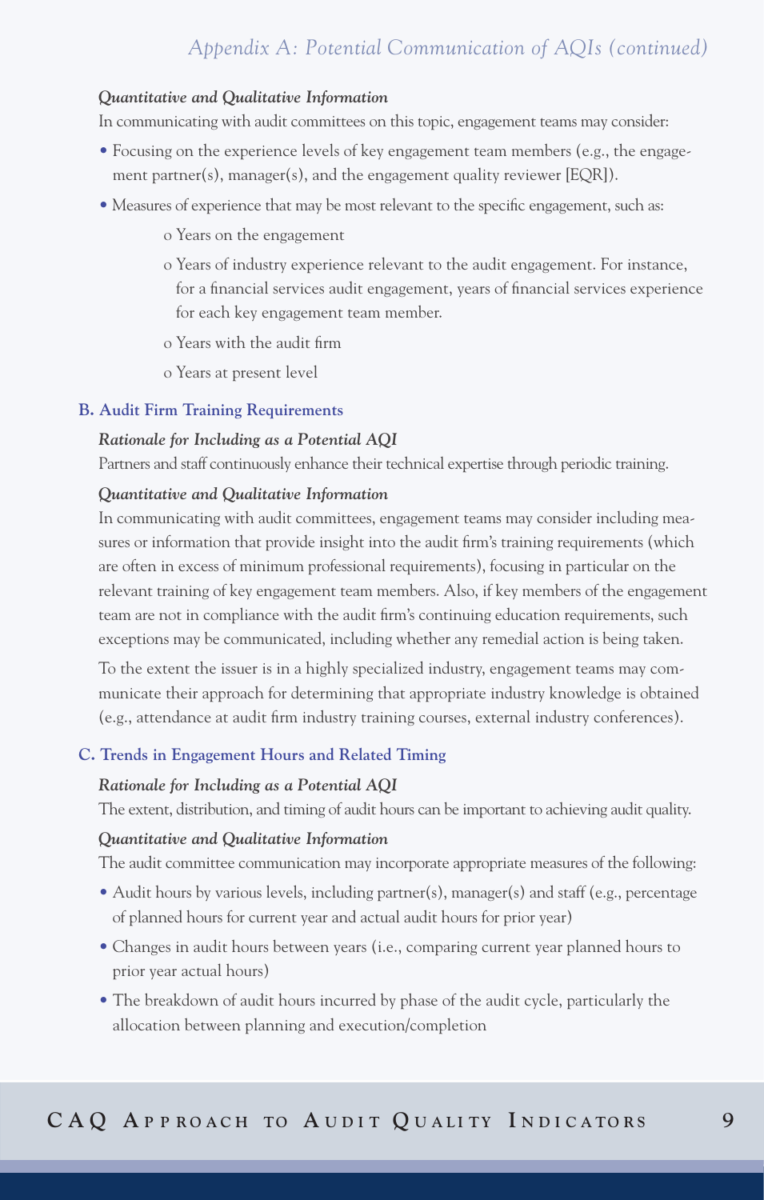***Quantitative and Qualitative Information***

In communicating with audit committees on this topic, engagement teams may consider:

- Focusing on the experience levels of key engagement team members (e.g., the engagement partner(s), manager(s), and the engagement quality reviewer [EQR]).
- Measures of experience that may be most relevant to the specific engagement, such as:
  - Years on the engagement
  - Years of industry experience relevant to the audit engagement. For instance, for a financial services audit engagement, years of financial services experience for each key engagement team member.
  - Years with the audit firm
  - Years at present level

## B. Audit Firm Training Requirements

***Rationale for Including as a Potential AQI***

Partners and staff continuously enhance their technical expertise through periodic training.

***Quantitative and Qualitative Information***

In communicating with audit committees, engagement teams may consider including measures or information that provide insight into the audit firm's training requirements (which are often in excess of minimum professional requirements), focusing in particular on the relevant training of key engagement team members. Also, if key members of the engagement team are not in compliance with the audit firm's continuing education requirements, such exceptions may be communicated, including whether any remedial action is being taken.

To the extent the issuer is in a highly specialized industry, engagement teams may communicate their approach for determining that appropriate industry knowledge is obtained (e.g., attendance at audit firm industry training courses, external industry conferences).

## C. Trends in Engagement Hours and Related Timing

***Rationale for Including as a Potential AQI***

The extent, distribution, and timing of audit hours can be important to achieving audit quality.

***Quantitative and Qualitative Information***

The audit committee communication may incorporate appropriate measures of the following:

- Audit hours by various levels, including partner(s), manager(s) and staff (e.g., percentage of planned hours for current year and actual audit hours for prior year)
- Changes in audit hours between years (i.e., comparing current year planned hours to prior year actual hours)
- The breakdown of audit hours incurred by phase of the audit cycle, particularly the allocation between planning and execution/completion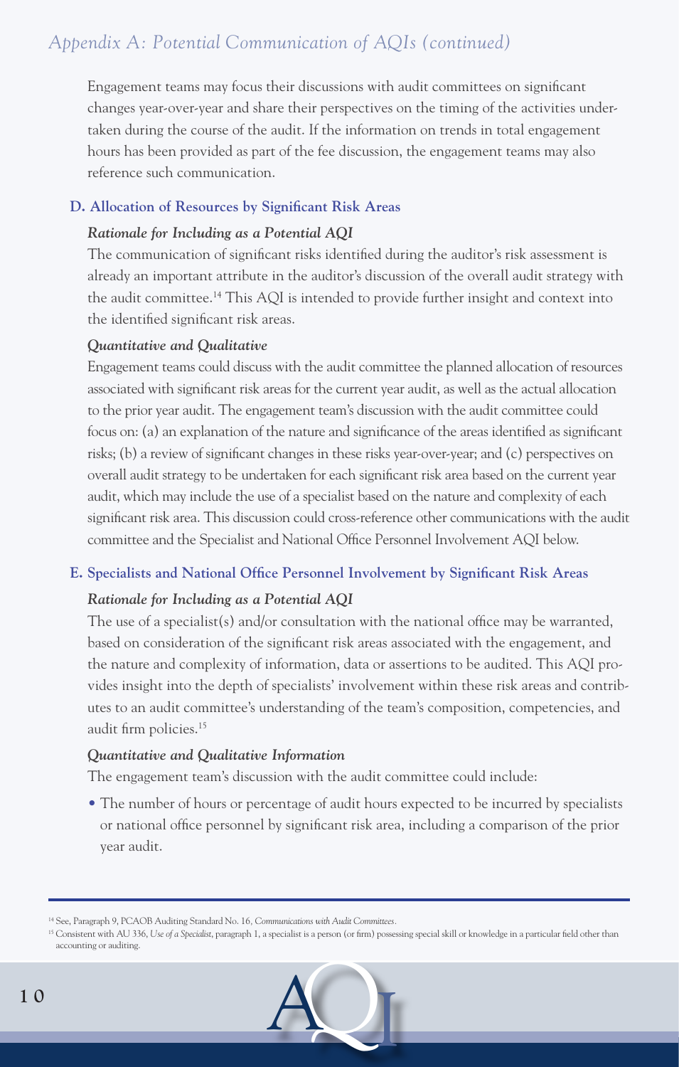Engagement teams may focus their discussions with audit committees on significant changes year-over-year and share their perspectives on the timing of the activities undertaken during the course of the audit. If the information on trends in total engagement hours has been provided as part of the fee discussion, the engagement teams may also reference such communication.

### D. Allocation of Resources by Significant Risk Areas

**_Rationale for Including as a Potential AQI_**

The communication of significant risks identified during the auditor's risk assessment is already an important attribute in the auditor's discussion of the overall audit strategy with the audit committee.[14] This AQI is intended to provide further insight and context into the identified significant risk areas.

**_Quantitative and Qualitative_**

Engagement teams could discuss with the audit committee the planned allocation of resources associated with significant risk areas for the current year audit, as well as the actual allocation to the prior year audit. The engagement team's discussion with the audit committee could focus on: (a) an explanation of the nature and significance of the areas identified as significant risks; (b) a review of significant changes in these risks year-over-year; and (c) perspectives on overall audit strategy to be undertaken for each significant risk area based on the current year audit, which may include the use of a specialist based on the nature and complexity of each significant risk area. This discussion could cross-reference other communications with the audit committee and the Specialist and National Office Personnel Involvement AQI below.

### E. Specialists and National Office Personnel Involvement by Significant Risk Areas

**_Rationale for Including as a Potential AQI_**

The use of a specialist(s) and/or consultation with the national office may be warranted, based on consideration of the significant risk areas associated with the engagement, and the nature and complexity of information, data or assertions to be audited. This AQI provides insight into the depth of specialists' involvement within these risk areas and contributes to an audit committee's understanding of the team's composition, competencies, and audit firm policies.[15]

**_Quantitative and Qualitative Information_**

The engagement team's discussion with the audit committee could include:

- The number of hours or percentage of audit hours expected to be incurred by specialists or national office personnel by significant risk area, including a comparison of the prior year audit.

---

[14] See, Paragraph 9, PCAOB Auditing Standard No. 16, *Communications with Audit Committees*.

[15] Consistent with AU 336, *Use of a Specialist*, paragraph 1, a specialist is a person (or firm) possessing special skill or knowledge in a particular field other than accounting or auditing.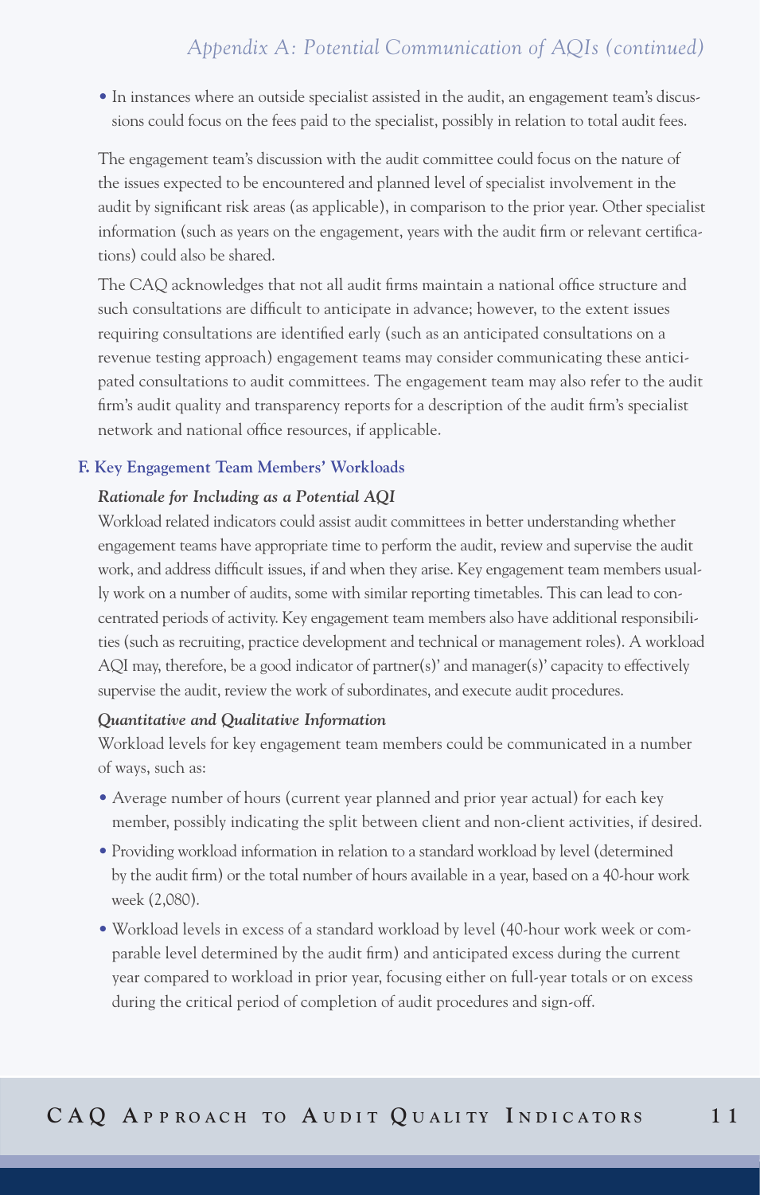- In instances where an outside specialist assisted in the audit, an engagement team's discussions could focus on the fees paid to the specialist, possibly in relation to total audit fees.

The engagement team's discussion with the audit committee could focus on the nature of the issues expected to be encountered and planned level of specialist involvement in the audit by significant risk areas (as applicable), in comparison to the prior year. Other specialist information (such as years on the engagement, years with the audit firm or relevant certifications) could also be shared.

The CAQ acknowledges that not all audit firms maintain a national office structure and such consultations are difficult to anticipate in advance; however, to the extent issues requiring consultations are identified early (such as an anticipated consultations on a revenue testing approach) engagement teams may consider communicating these anticipated consultations to audit committees. The engagement team may also refer to the audit firm's audit quality and transparency reports for a description of the audit firm's specialist network and national office resources, if applicable.

### F. Key Engagement Team Members' Workloads

***Rationale for Including as a Potential AQI***

Workload related indicators could assist audit committees in better understanding whether engagement teams have appropriate time to perform the audit, review and supervise the audit work, and address difficult issues, if and when they arise. Key engagement team members usually work on a number of audits, some with similar reporting timetables. This can lead to concentrated periods of activity. Key engagement team members also have additional responsibilities (such as recruiting, practice development and technical or management roles). A workload AQI may, therefore, be a good indicator of partner(s)' and manager(s)' capacity to effectively supervise the audit, review the work of subordinates, and execute audit procedures.

***Quantitative and Qualitative Information***

Workload levels for key engagement team members could be communicated in a number of ways, such as:

- Average number of hours (current year planned and prior year actual) for each key member, possibly indicating the split between client and non-client activities, if desired.
- Providing workload information in relation to a standard workload by level (determined by the audit firm) or the total number of hours available in a year, based on a 40-hour work week (2,080).
- Workload levels in excess of a standard workload by level (40-hour work week or comparable level determined by the audit firm) and anticipated excess during the current year compared to workload in prior year, focusing either on full-year totals or on excess during the critical period of completion of audit procedures and sign-off.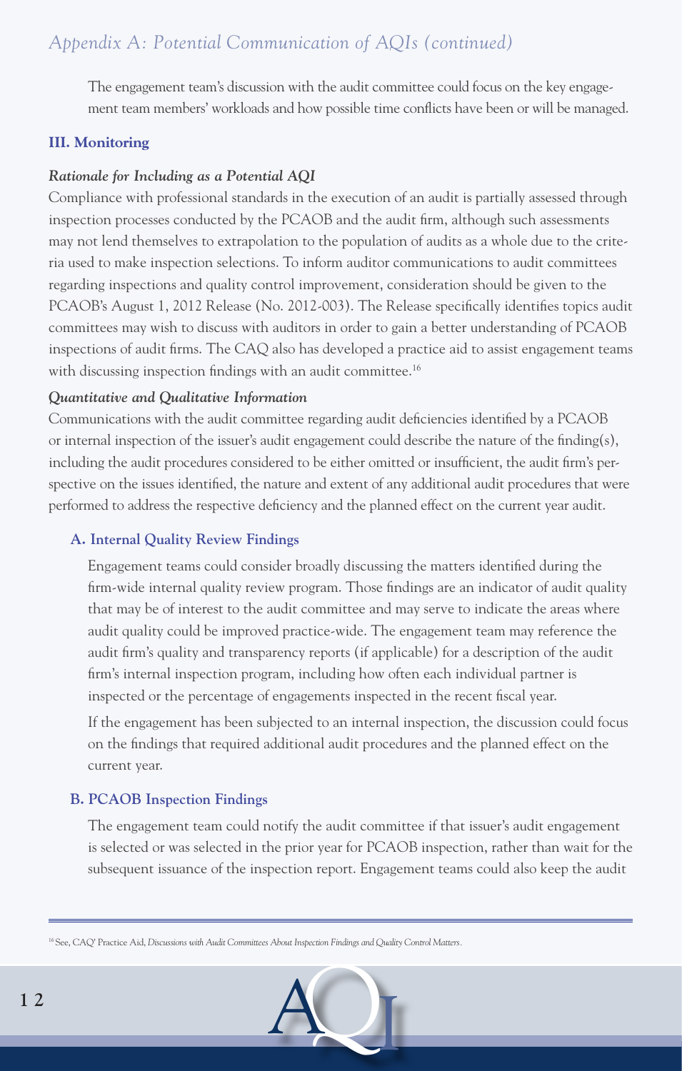The engagement team's discussion with the audit committee could focus on the key engagement team members' workloads and how possible time conflicts have been or will be managed.

## III. Monitoring

***Rationale for Including as a Potential AQI***

Compliance with professional standards in the execution of an audit is partially assessed through inspection processes conducted by the PCAOB and the audit firm, although such assessments may not lend themselves to extrapolation to the population of audits as a whole due to the criteria used to make inspection selections. To inform auditor communications to audit committees regarding inspections and quality control improvement, consideration should be given to the PCAOB's August 1, 2012 Release (No. 2012-003). The Release specifically identifies topics audit committees may wish to discuss with auditors in order to gain a better understanding of PCAOB inspections of audit firms. The CAQ also has developed a practice aid to assist engagement teams with discussing inspection findings with an audit committee.[16]

***Quantitative and Qualitative Information***

Communications with the audit committee regarding audit deficiencies identified by a PCAOB or internal inspection of the issuer's audit engagement could describe the nature of the finding(s), including the audit procedures considered to be either omitted or insufficient, the audit firm's perspective on the issues identified, the nature and extent of any additional audit procedures that were performed to address the respective deficiency and the planned effect on the current year audit.

### A. Internal Quality Review Findings

Engagement teams could consider broadly discussing the matters identified during the firm-wide internal quality review program. Those findings are an indicator of audit quality that may be of interest to the audit committee and may serve to indicate the areas where audit quality could be improved practice-wide. The engagement team may reference the audit firm's quality and transparency reports (if applicable) for a description of the audit firm's internal inspection program, including how often each individual partner is inspected or the percentage of engagements inspected in the recent fiscal year.

If the engagement has been subjected to an internal inspection, the discussion could focus on the findings that required additional audit procedures and the planned effect on the current year.

### B. PCAOB Inspection Findings

The engagement team could notify the audit committee if that issuer's audit engagement is selected or was selected in the prior year for PCAOB inspection, rather than wait for the subsequent issuance of the inspection report. Engagement teams could also keep the audit

[16] See, CAQ' Practice Aid, *Discussions with Audit Committees About Inspection Findings and Quality Control Matters*.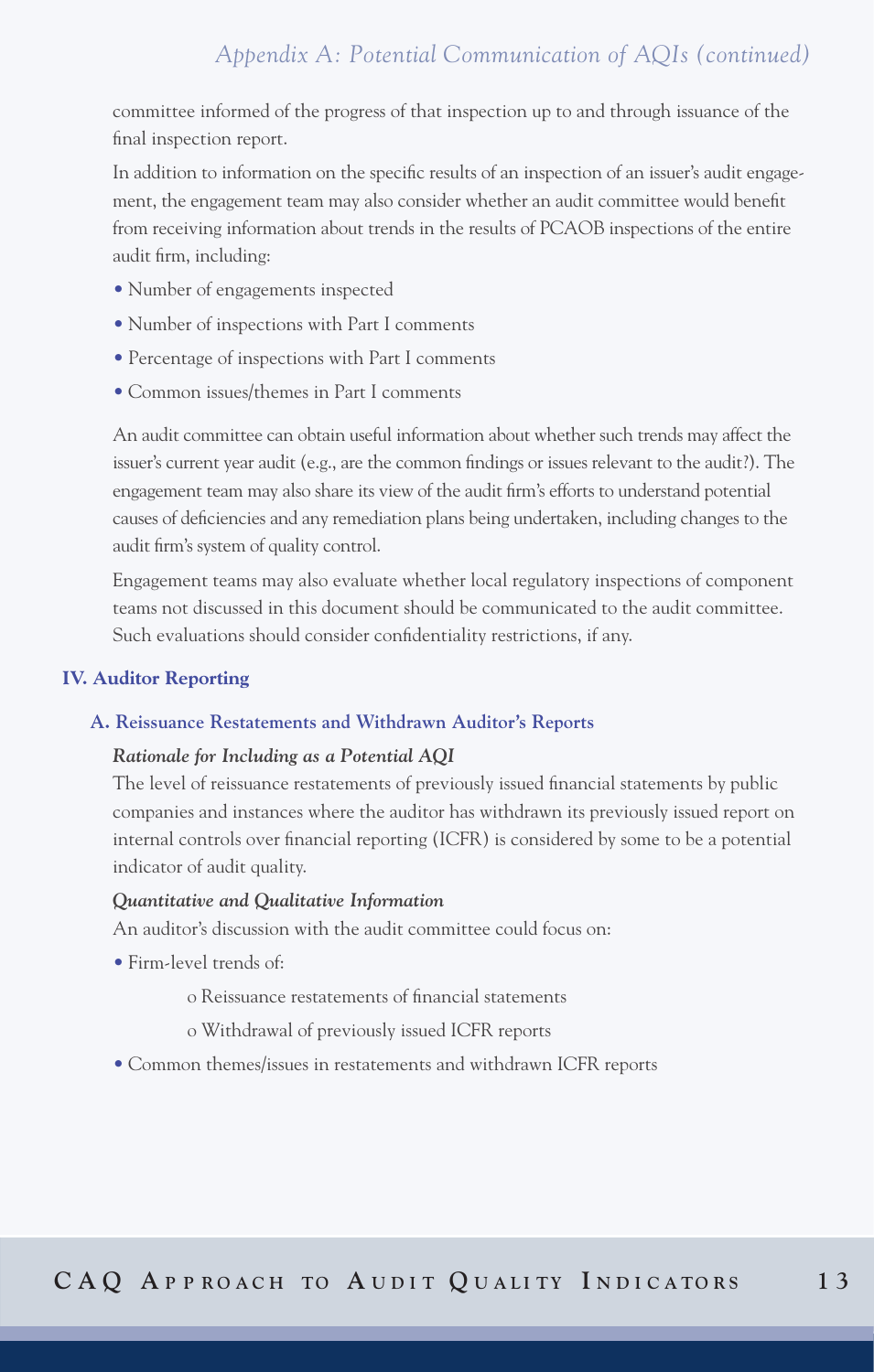committee informed of the progress of that inspection up to and through issuance of the final inspection report.

In addition to information on the specific results of an inspection of an issuer's audit engagement, the engagement team may also consider whether an audit committee would benefit from receiving information about trends in the results of PCAOB inspections of the entire audit firm, including:

- Number of engagements inspected
- Number of inspections with Part I comments
- Percentage of inspections with Part I comments
- Common issues/themes in Part I comments

An audit committee can obtain useful information about whether such trends may affect the issuer's current year audit (e.g., are the common findings or issues relevant to the audit?). The engagement team may also share its view of the audit firm's efforts to understand potential causes of deficiencies and any remediation plans being undertaken, including changes to the audit firm's system of quality control.

Engagement teams may also evaluate whether local regulatory inspections of component teams not discussed in this document should be communicated to the audit committee. Such evaluations should consider confidentiality restrictions, if any.

## IV. Auditor Reporting

### A. Reissuance Restatements and Withdrawn Auditor's Reports

***Rationale for Including as a Potential AQI***

The level of reissuance restatements of previously issued financial statements by public companies and instances where the auditor has withdrawn its previously issued report on internal controls over financial reporting (ICFR) is considered by some to be a potential indicator of audit quality.

***Quantitative and Qualitative Information***

An auditor's discussion with the audit committee could focus on:

- Firm-level trends of:
  - Reissuance restatements of financial statements
  - Withdrawal of previously issued ICFR reports
- Common themes/issues in restatements and withdrawn ICFR reports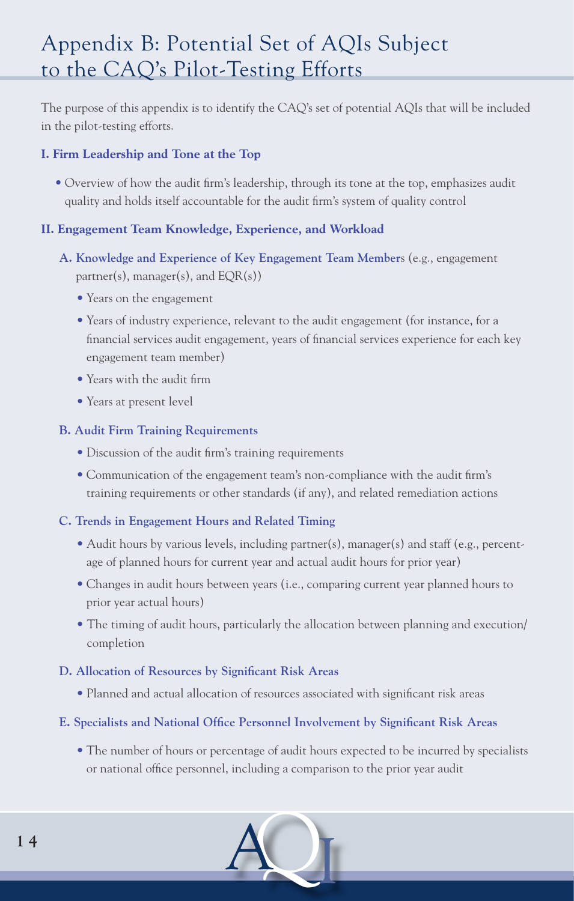# Appendix B: Potential Set of AQIs Subject to the CAQ's Pilot-Testing Efforts

The purpose of this appendix is to identify the CAQ's set of potential AQIs that will be included in the pilot-testing efforts.

## I. Firm Leadership and Tone at the Top

- Overview of how the audit firm's leadership, through its tone at the top, emphasizes audit quality and holds itself accountable for the audit firm's system of quality control

## II. Engagement Team Knowledge, Experience, and Workload

### A. Knowledge and Experience of Key Engagement Team Members (e.g., engagement partner(s), manager(s), and EQR(s))

- Years on the engagement
- Years of industry experience, relevant to the audit engagement (for instance, for a financial services audit engagement, years of financial services experience for each key engagement team member)
- Years with the audit firm
- Years at present level

### B. Audit Firm Training Requirements

- Discussion of the audit firm's training requirements
- Communication of the engagement team's non-compliance with the audit firm's training requirements or other standards (if any), and related remediation actions

### C. Trends in Engagement Hours and Related Timing

- Audit hours by various levels, including partner(s), manager(s) and staff (e.g., percentage of planned hours for current year and actual audit hours for prior year)
- Changes in audit hours between years (i.e., comparing current year planned hours to prior year actual hours)
- The timing of audit hours, particularly the allocation between planning and execution/completion

### D. Allocation of Resources by Significant Risk Areas

- Planned and actual allocation of resources associated with significant risk areas

### E. Specialists and National Office Personnel Involvement by Significant Risk Areas

- The number of hours or percentage of audit hours expected to be incurred by specialists or national office personnel, including a comparison to the prior year audit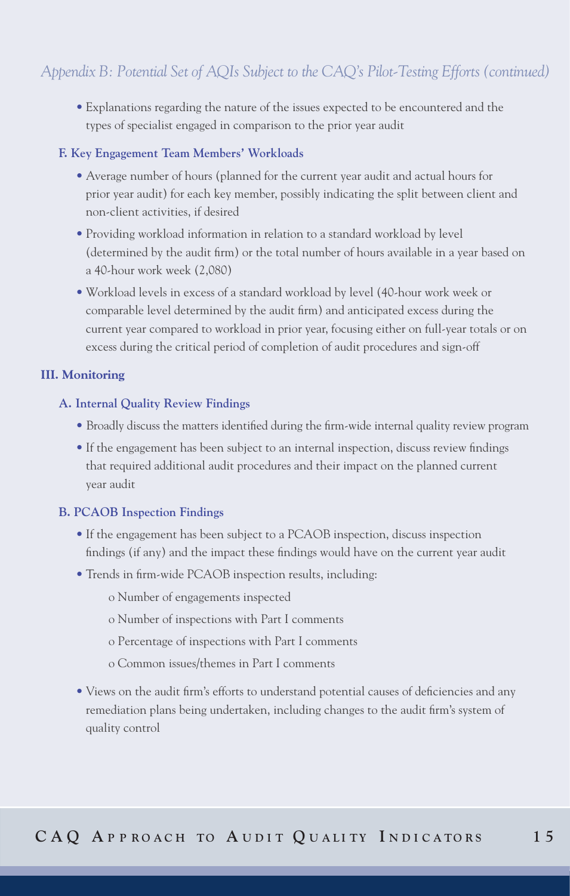*Appendix B: Potential Set of AQIs Subject to the CAQ's Pilot-Testing Efforts (continued)*

- Explanations regarding the nature of the issues expected to be encountered and the types of specialist engaged in comparison to the prior year audit

### F. Key Engagement Team Members' Workloads

- Average number of hours (planned for the current year audit and actual hours for prior year audit) for each key member, possibly indicating the split between client and non-client activities, if desired
- Providing workload information in relation to a standard workload by level (determined by the audit firm) or the total number of hours available in a year based on a 40-hour work week (2,080)
- Workload levels in excess of a standard workload by level (40-hour work week or comparable level determined by the audit firm) and anticipated excess during the current year compared to workload in prior year, focusing either on full-year totals or on excess during the critical period of completion of audit procedures and sign-off

## III. Monitoring

### A. Internal Quality Review Findings

- Broadly discuss the matters identified during the firm-wide internal quality review program
- If the engagement has been subject to an internal inspection, discuss review findings that required additional audit procedures and their impact on the planned current year audit

### B. PCAOB Inspection Findings

- If the engagement has been subject to a PCAOB inspection, discuss inspection findings (if any) and the impact these findings would have on the current year audit
- Trends in firm-wide PCAOB inspection results, including:
    - Number of engagements inspected
    - Number of inspections with Part I comments
    - Percentage of inspections with Part I comments
    - Common issues/themes in Part I comments
- Views on the audit firm's efforts to understand potential causes of deficiencies and any remediation plans being undertaken, including changes to the audit firm's system of quality control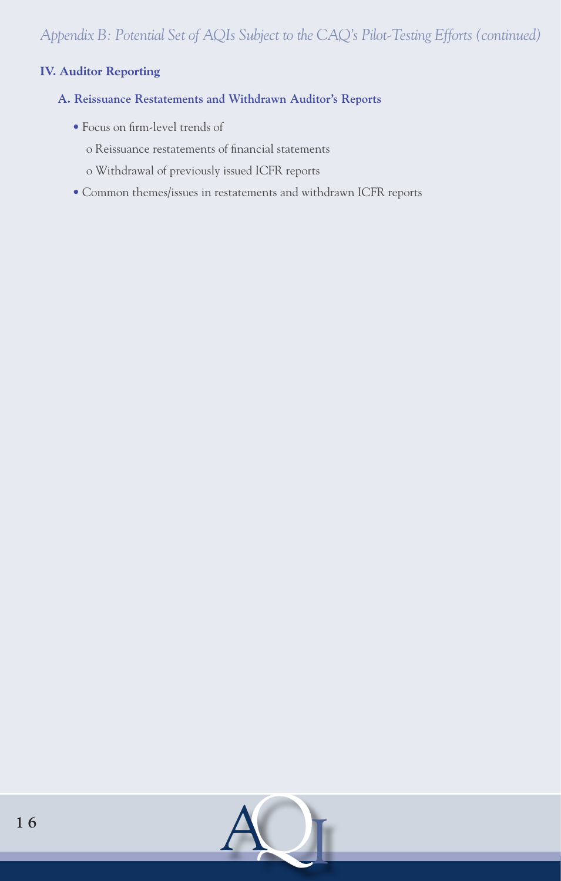*Appendix B: Potential Set of AQIs Subject to the CAQ's Pilot-Testing Efforts (continued)*

## IV. Auditor Reporting

### A. Reissuance Restatements and Withdrawn Auditor's Reports

- Focus on firm-level trends of
  - Reissuance restatements of financial statements
  - Withdrawal of previously issued ICFR reports
- Common themes/issues in restatements and withdrawn ICFR reports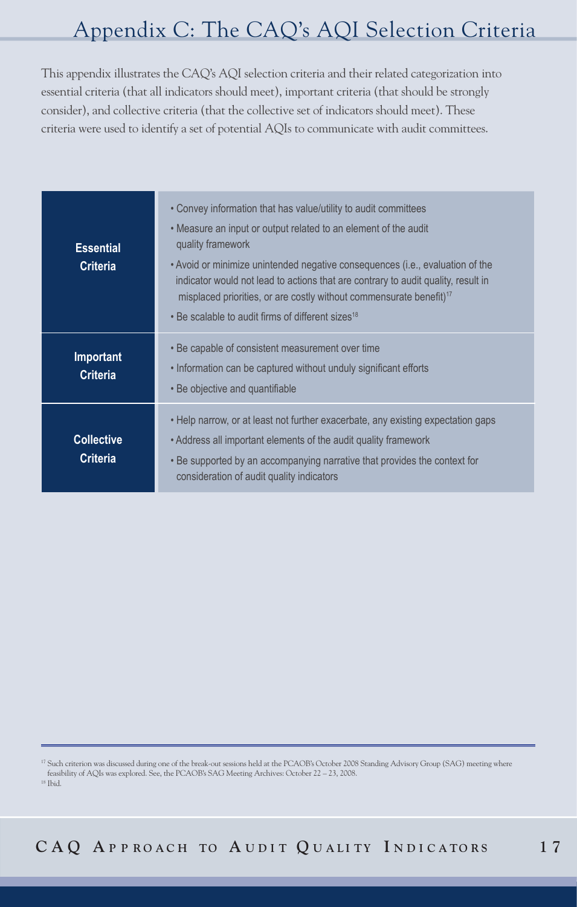# Appendix C: The CAQ's AQI Selection Criteria

This appendix illustrates the CAQ's AQI selection criteria and their related categorization into essential criteria (that all indicators should meet), important criteria (that should be strongly consider), and collective criteria (that the collective set of indicators should meet). These criteria were used to identify a set of potential AQIs to communicate with audit committees.

| | |
|---|---|
| **Essential Criteria** | • Convey information that has value/utility to audit committees<br>• Measure an input or output related to an element of the audit quality framework<br>• Avoid or minimize unintended negative consequences (i.e., evaluation of the indicator would not lead to actions that are contrary to audit quality, result in misplaced priorities, or are costly without commensurate benefit)[17]<br>• Be scalable to audit firms of different sizes[18] |
| **Important Criteria** | • Be capable of consistent measurement over time<br>• Information can be captured without unduly significant efforts<br>• Be objective and quantifiable |
| **Collective Criteria** | • Help narrow, or at least not further exacerbate, any existing expectation gaps<br>• Address all important elements of the audit quality framework<br>• Be supported by an accompanying narrative that provides the context for consideration of audit quality indicators |

[17] Such criterion was discussed during one of the break-out sessions held at the PCAOB's October 2008 Standing Advisory Group (SAG) meeting where feasibility of AQIs was explored. See, the PCAOB's SAG Meeting Archives: October 22 – 23, 2008.

[18] Ibid.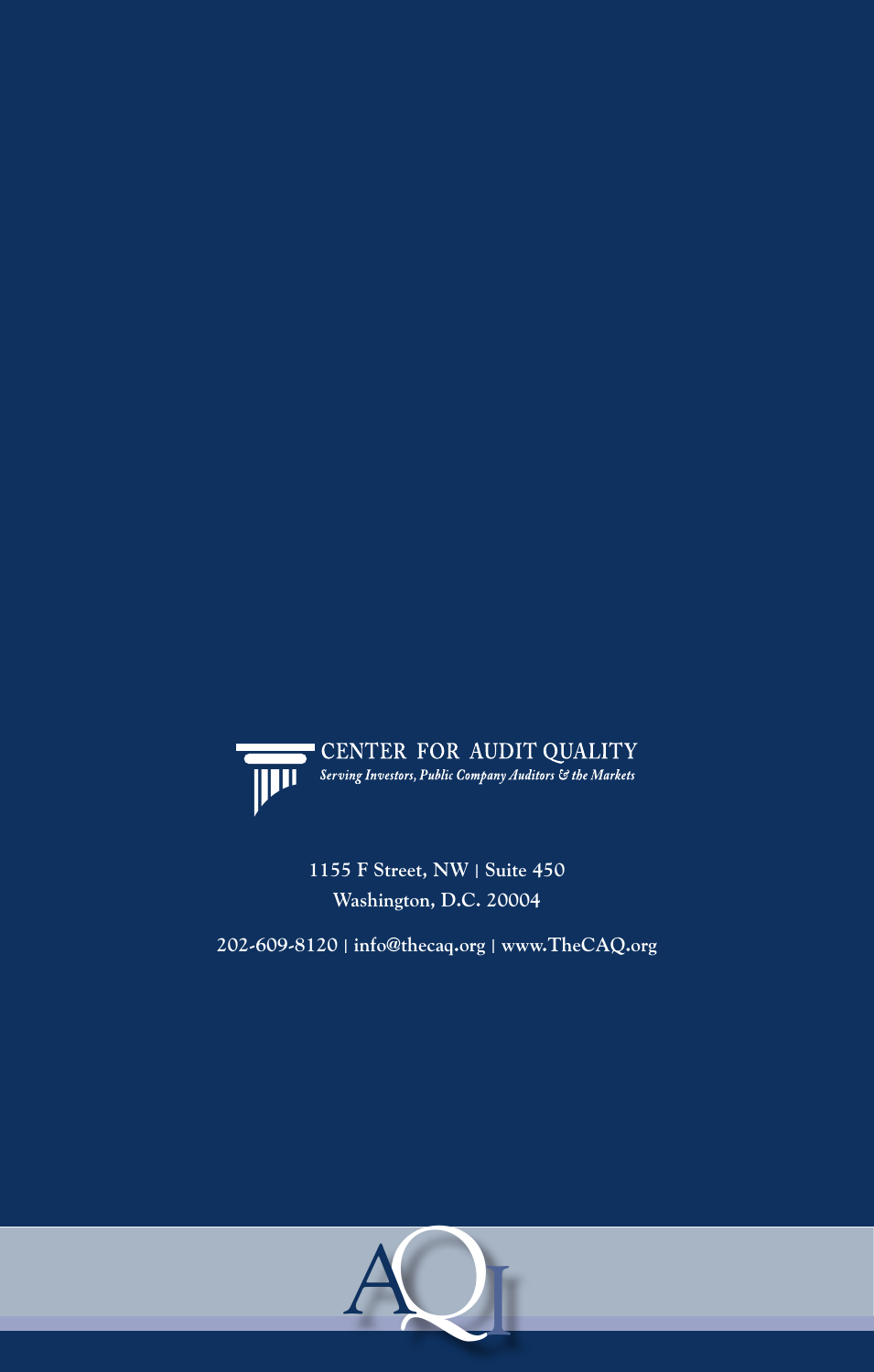CENTER FOR AUDIT QUALITY

*Serving Investors, Public Company Auditors & the Markets*

1155 F Street, NW | Suite 450
Washington, D.C. 20004

202-609-8120 | info@thecaq.org | www.TheCAQ.org

AQI